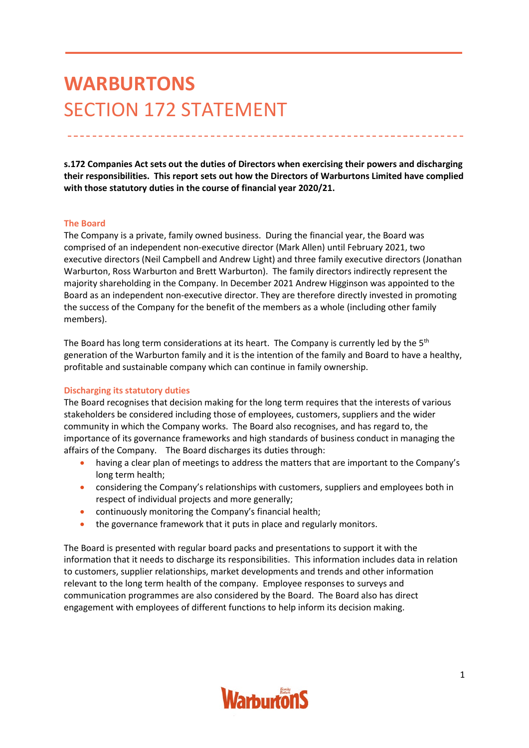# WARBURTONS

## SECTION 172 STATEMENT

**s.172 Companies Act sets out the duties of Directors when exercising their powers and discharging their responsibilities. This report sets out how the Directors of Warburtons Limited have complied with those statutory duties in the course of financial year 2020/21.**

### The Board

The Company is a private, family owned business. During the financial year, the Board was comprised of an independent non-executive director (Mark Allen) until February 2021, two executive directors (Neil Campbell and Andrew Light) and three family executive directors (Jonathan Warburton, Ross Warburton and Brett Warburton). The family directors indirectly represent the majority shareholding in the Company. In December 2021 Andrew Higginson was appointed to the Board as an independent non-executive director. They are therefore directly invested in promoting the success of the Company for the benefit of the members as a whole (including other family members).

The Board has long term considerations at its heart. The Company is currently led by the 5th generation of the Warburton family and it is the intention of the family and Board to have a healthy, profitable and sustainable company which can continue in family ownership.

### Discharging its statutory duties

The Board recognises that decision making for the long term requires that the interests of various stakeholders be considered including those of employees, customers, suppliers and the wider community in which the Company works. The Board also recognises, and has regard to, the importance of its governance frameworks and high standards of business conduct in managing the affairs of the Company. The Board discharges its duties through:

- having a clear plan of meetings to address the matters that are important to the Company's long term health;
- considering the Company's relationships with customers, suppliers and employees both in respect of individual projects and more generally;
- continuously monitoring the Company's financial health;
- the governance framework that it puts in place and regularly monitors.

The Board is presented with regular board packs and presentations to support it with the information that it needs to discharge its responsibilities. This information includes data in relation to customers, supplier relationships, market developments and trends and other information relevant to the long term health of the company. Employee responses to surveys and communication programmes are also considered by the Board. The Board also has direct engagement with employees of different functions to help inform its decision making.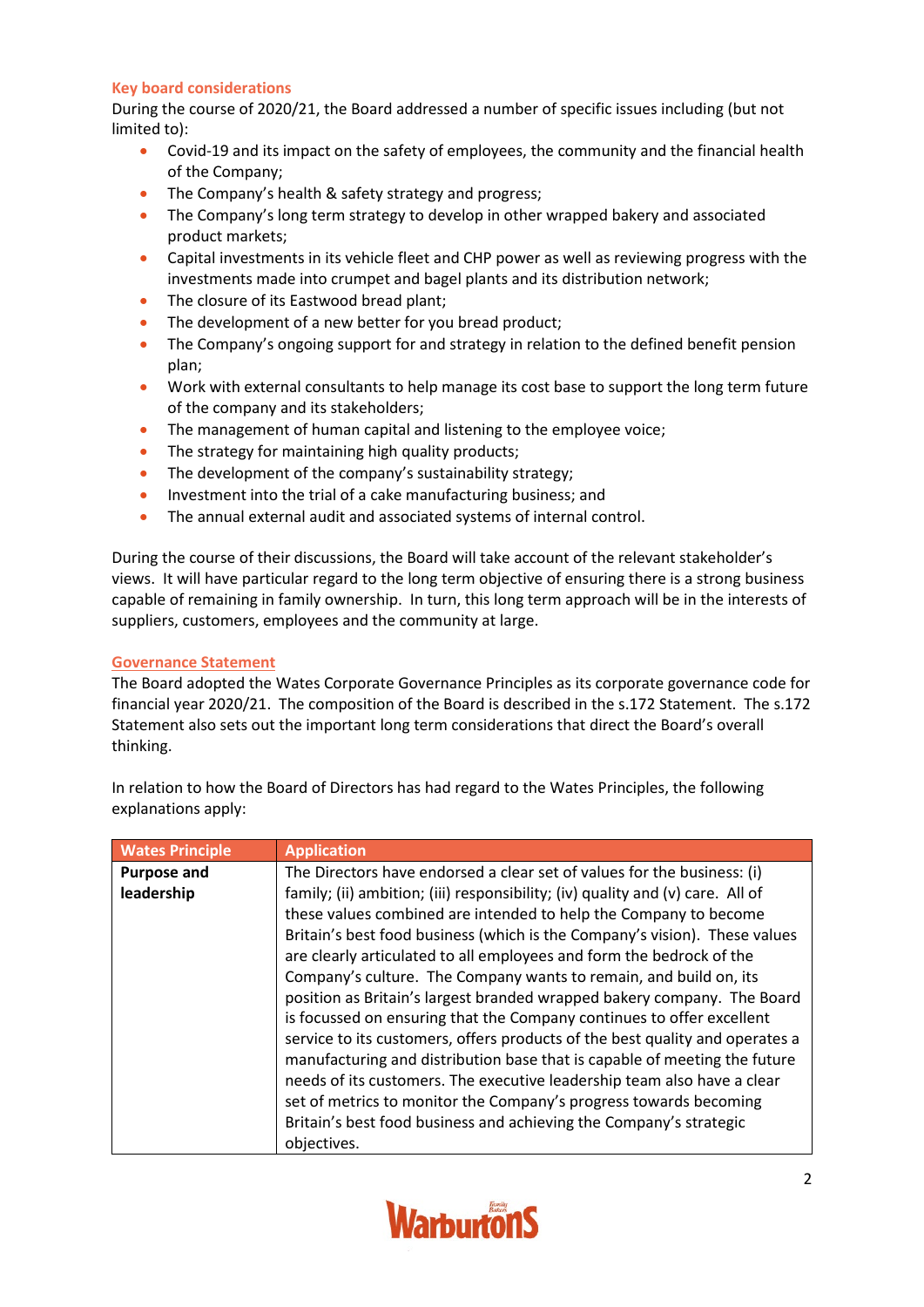## Key board considerations

During the course of 2020/21, the Board addressed a number of specific issues including (but not limited to):

- Covid-19 and its impact on the safety of employees, the community and the financial health of the Company;
- The Company's health & safety strategy and progress;
- The Company's long term strategy to develop in other wrapped bakery and associated product markets;
- Capital investments in its vehicle fleet and CHP power as well as reviewing progress with the investments made into crumpet and bagel plants and its distribution network;
- The closure of its Eastwood bread plant;
- The development of a new better for you bread product;
- The Company's ongoing support for and strategy in relation to the defined benefit pension plan;
- Work with external consultants to help manage its cost base to support the long term future of the company and its stakeholders;
- The management of human capital and listening to the employee voice;
- The strategy for maintaining high quality products;
- The development of the company's sustainability strategy;
- Investment into the trial of a cake manufacturing business; and
- The annual external audit and associated systems of internal control.

During the course of their discussions, the Board will take account of the relevant stakeholder's views. It will have particular regard to the long term objective of ensuring there is a strong business capable of remaining in family ownership. In turn, this long term approach will be in the interests of suppliers, customers, employees and the community at large.

## Governance Statement

The Board adopted the Wates Corporate Governance Principles as its corporate governance code for financial year 2020/21. The composition of the Board is described in the s.172 Statement. The s.172 Statement also sets out the important long term considerations that direct the Board's overall thinking.

In relation to how the Board of Directors has had regard to the Wates Principles, the following explanations apply:

| Wates Principle | Application |
|---|---|
| **Purpose and leadership** | The Directors have endorsed a clear set of values for the business: (i) family; (ii) ambition; (iii) responsibility; (iv) quality and (v) care. All of these values combined are intended to help the Company to become Britain's best food business (which is the Company's vision). These values are clearly articulated to all employees and form the bedrock of the Company's culture. The Company wants to remain, and build on, its position as Britain's largest branded wrapped bakery company. The Board is focussed on ensuring that the Company continues to offer excellent service to its customers, offers products of the best quality and operates a manufacturing and distribution base that is capable of meeting the future needs of its customers. The executive leadership team also have a clear set of metrics to monitor the Company's progress towards becoming Britain's best food business and achieving the Company's strategic objectives. |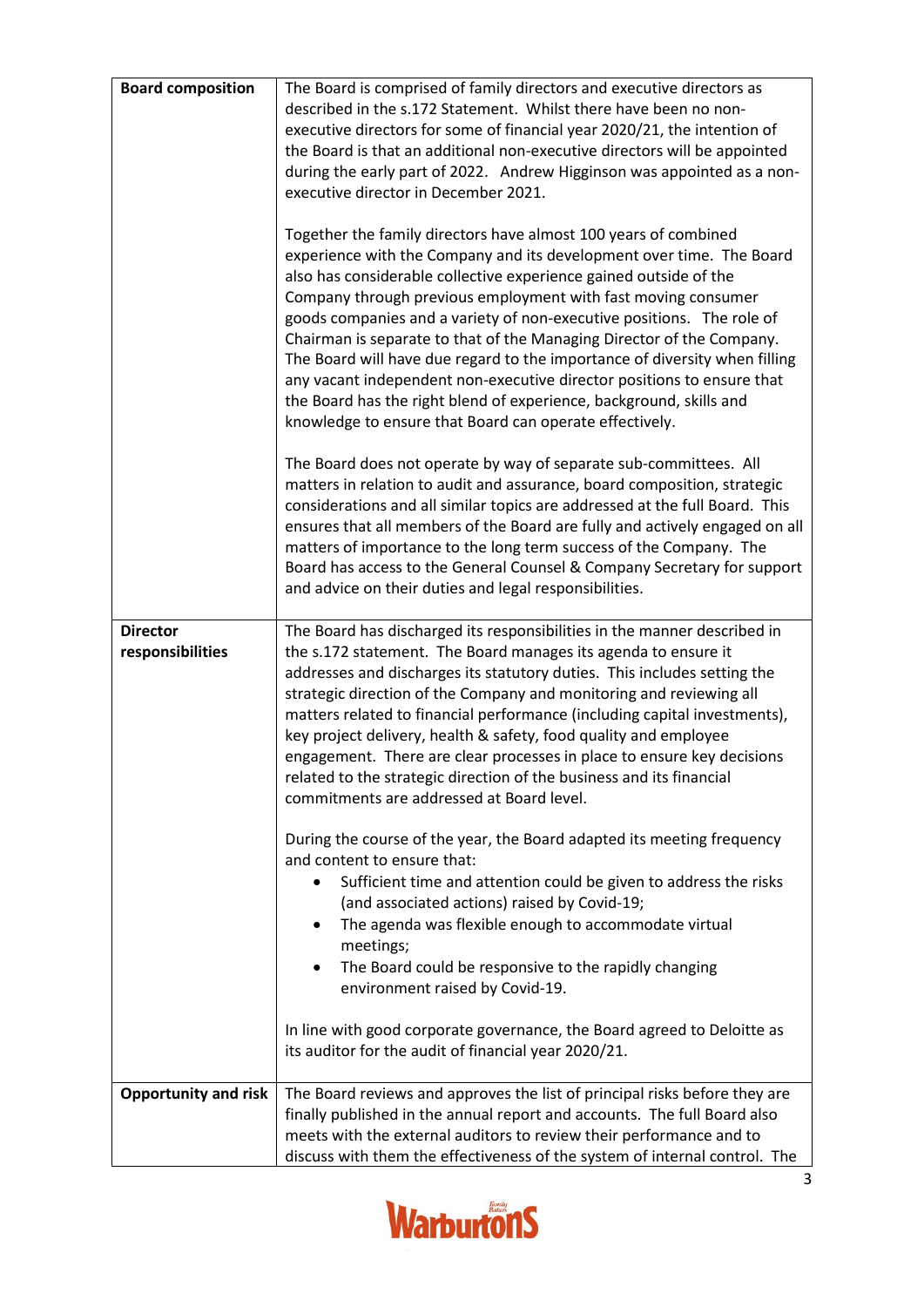| | |
|---|---|
| **Board composition** | The Board is comprised of family directors and executive directors as described in the s.172 Statement. Whilst there have been no non-executive directors for some of financial year 2020/21, the intention of the Board is that an additional non-executive directors will be appointed during the early part of 2022. Andrew Higginson was appointed as a non-executive director in December 2021.<br><br>Together the family directors have almost 100 years of combined experience with the Company and its development over time. The Board also has considerable collective experience gained outside of the Company through previous employment with fast moving consumer goods companies and a variety of non-executive positions. The role of Chairman is separate to that of the Managing Director of the Company. The Board will have due regard to the importance of diversity when filling any vacant independent non-executive director positions to ensure that the Board has the right blend of experience, background, skills and knowledge to ensure that Board can operate effectively.<br><br>The Board does not operate by way of separate sub-committees. All matters in relation to audit and assurance, board composition, strategic considerations and all similar topics are addressed at the full Board. This ensures that all members of the Board are fully and actively engaged on all matters of importance to the long term success of the Company. The Board has access to the General Counsel & Company Secretary for support and advice on their duties and legal responsibilities. |
| **Director responsibilities** | The Board has discharged its responsibilities in the manner described in the s.172 statement. The Board manages its agenda to ensure it addresses and discharges its statutory duties. This includes setting the strategic direction of the Company and monitoring and reviewing all matters related to financial performance (including capital investments), key project delivery, health & safety, food quality and employee engagement. There are clear processes in place to ensure key decisions related to the strategic direction of the business and its financial commitments are addressed at Board level.<br><br>During the course of the year, the Board adapted its meeting frequency and content to ensure that:<br>• Sufficient time and attention could be given to address the risks (and associated actions) raised by Covid-19;<br>• The agenda was flexible enough to accommodate virtual meetings;<br>• The Board could be responsive to the rapidly changing environment raised by Covid-19.<br><br>In line with good corporate governance, the Board agreed to Deloitte as its auditor for the audit of financial year 2020/21. |
| **Opportunity and risk** | The Board reviews and approves the list of principal risks before they are finally published in the annual report and accounts. The full Board also meets with the external auditors to review their performance and to discuss with them the effectiveness of the system of internal control. The |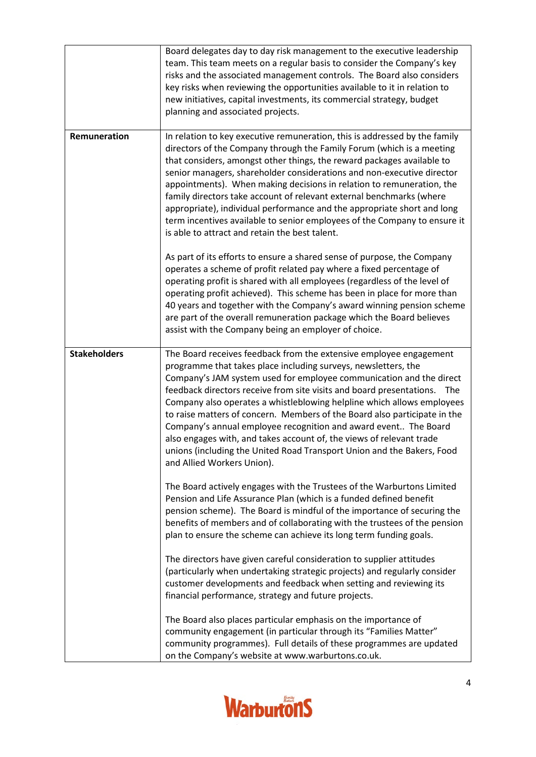| | |
|---|---|
| | Board delegates day to day risk management to the executive leadership team. This team meets on a regular basis to consider the Company's key risks and the associated management controls. The Board also considers key risks when reviewing the opportunities available to it in relation to new initiatives, capital investments, its commercial strategy, budget planning and associated projects. |
| **Remuneration** | In relation to key executive remuneration, this is addressed by the family directors of the Company through the Family Forum (which is a meeting that considers, amongst other things, the reward packages available to senior managers, shareholder considerations and non-executive director appointments). When making decisions in relation to remuneration, the family directors take account of relevant external benchmarks (where appropriate), individual performance and the appropriate short and long term incentives available to senior employees of the Company to ensure it is able to attract and retain the best talent.<br><br>As part of its efforts to ensure a shared sense of purpose, the Company operates a scheme of profit related pay where a fixed percentage of operating profit is shared with all employees (regardless of the level of operating profit achieved). This scheme has been in place for more than 40 years and together with the Company's award winning pension scheme are part of the overall remuneration package which the Board believes assist with the Company being an employer of choice. |
| **Stakeholders** | The Board receives feedback from the extensive employee engagement programme that takes place including surveys, newsletters, the Company's JAM system used for employee communication and the direct feedback directors receive from site visits and board presentations. The Company also operates a whistleblowing helpline which allows employees to raise matters of concern. Members of the Board also participate in the Company's annual employee recognition and award event.. The Board also engages with, and takes account of, the views of relevant trade unions (including the United Road Transport Union and the Bakers, Food and Allied Workers Union).<br><br>The Board actively engages with the Trustees of the Warburtons Limited Pension and Life Assurance Plan (which is a funded defined benefit pension scheme). The Board is mindful of the importance of securing the benefits of members and of collaborating with the trustees of the pension plan to ensure the scheme can achieve its long term funding goals.<br><br>The directors have given careful consideration to supplier attitudes (particularly when undertaking strategic projects) and regularly consider customer developments and feedback when setting and reviewing its financial performance, strategy and future projects.<br><br>The Board also places particular emphasis on the importance of community engagement (in particular through its "Families Matter" community programmes). Full details of these programmes are updated on the Company's website at www.warburtons.co.uk. |